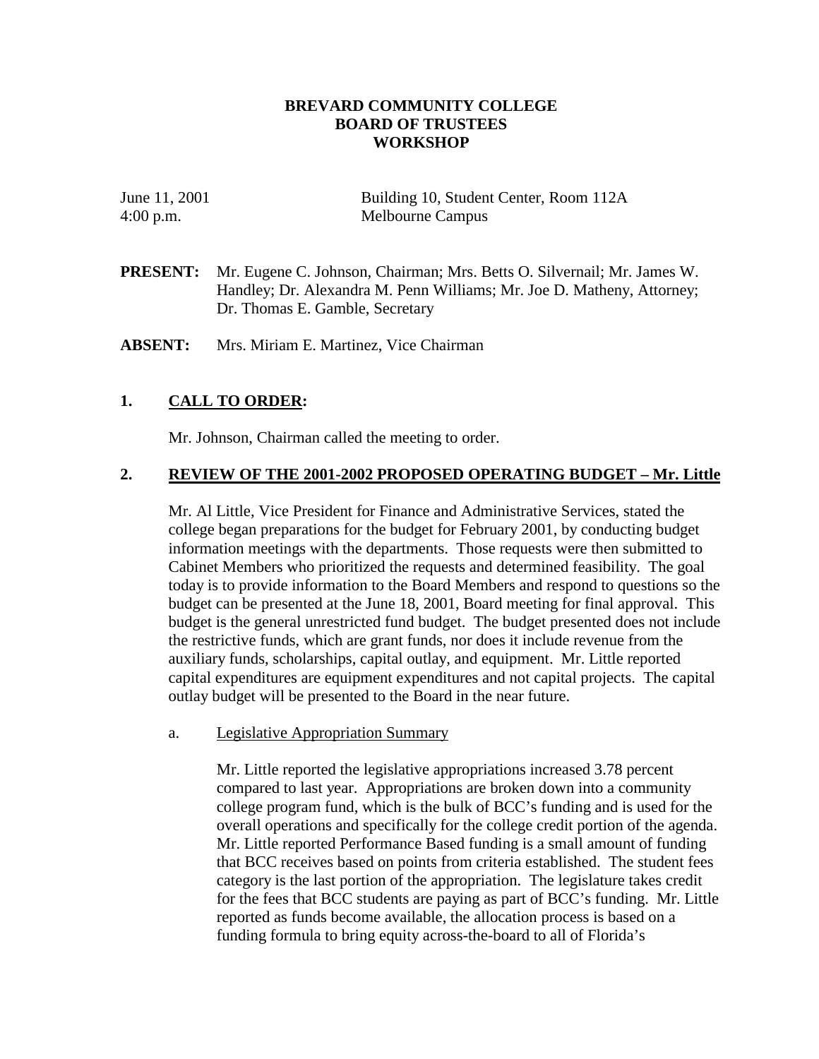**BREVARD COMMUNITY COLLEGE**
**BOARD OF TRUSTEES**
**WORKSHOP**

June 11, 2001 — Building 10, Student Center, Room 112A
4:00 p.m. — Melbourne Campus

**PRESENT:** Mr. Eugene C. Johnson, Chairman; Mrs. Betts O. Silvernail; Mr. James W. Handley; Dr. Alexandra M. Penn Williams; Mr. Joe D. Matheny, Attorney; Dr. Thomas E. Gamble, Secretary

**ABSENT:** Mrs. Miriam E. Martinez, Vice Chairman

## 1. CALL TO ORDER:

Mr. Johnson, Chairman called the meeting to order.

## 2. REVIEW OF THE 2001-2002 PROPOSED OPERATING BUDGET – Mr. Little

Mr. Al Little, Vice President for Finance and Administrative Services, stated the college began preparations for the budget for February 2001, by conducting budget information meetings with the departments. Those requests were then submitted to Cabinet Members who prioritized the requests and determined feasibility. The goal today is to provide information to the Board Members and respond to questions so the budget can be presented at the June 18, 2001, Board meeting for final approval. This budget is the general unrestricted fund budget. The budget presented does not include the restrictive funds, which are grant funds, nor does it include revenue from the auxiliary funds, scholarships, capital outlay, and equipment. Mr. Little reported capital expenditures are equipment expenditures and not capital projects. The capital outlay budget will be presented to the Board in the near future.

a. Legislative Appropriation Summary

Mr. Little reported the legislative appropriations increased 3.78 percent compared to last year. Appropriations are broken down into a community college program fund, which is the bulk of BCC's funding and is used for the overall operations and specifically for the college credit portion of the agenda. Mr. Little reported Performance Based funding is a small amount of funding that BCC receives based on points from criteria established. The student fees category is the last portion of the appropriation. The legislature takes credit for the fees that BCC students are paying as part of BCC's funding. Mr. Little reported as funds become available, the allocation process is based on a funding formula to bring equity across-the-board to all of Florida's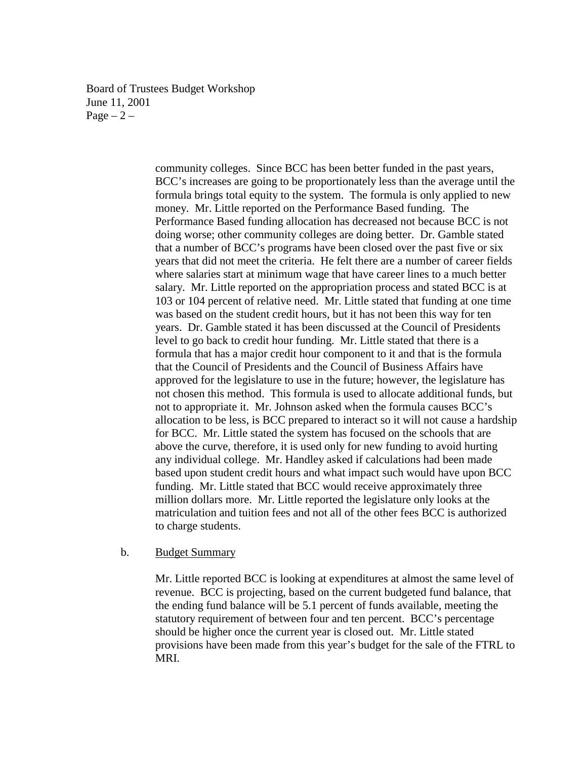community colleges. Since BCC has been better funded in the past years, BCC's increases are going to be proportionately less than the average until the formula brings total equity to the system. The formula is only applied to new money. Mr. Little reported on the Performance Based funding. The Performance Based funding allocation has decreased not because BCC is not doing worse; other community colleges are doing better. Dr. Gamble stated that a number of BCC's programs have been closed over the past five or six years that did not meet the criteria. He felt there are a number of career fields where salaries start at minimum wage that have career lines to a much better salary. Mr. Little reported on the appropriation process and stated BCC is at 103 or 104 percent of relative need. Mr. Little stated that funding at one time was based on the student credit hours, but it has not been this way for ten years. Dr. Gamble stated it has been discussed at the Council of Presidents level to go back to credit hour funding. Mr. Little stated that there is a formula that has a major credit hour component to it and that is the formula that the Council of Presidents and the Council of Business Affairs have approved for the legislature to use in the future; however, the legislature has not chosen this method. This formula is used to allocate additional funds, but not to appropriate it. Mr. Johnson asked when the formula causes BCC's allocation to be less, is BCC prepared to interact so it will not cause a hardship for BCC. Mr. Little stated the system has focused on the schools that are above the curve, therefore, it is used only for new funding to avoid hurting any individual college. Mr. Handley asked if calculations had been made based upon student credit hours and what impact such would have upon BCC funding. Mr. Little stated that BCC would receive approximately three million dollars more. Mr. Little reported the legislature only looks at the matriculation and tuition fees and not all of the other fees BCC is authorized to charge students.

b. Budget Summary

Mr. Little reported BCC is looking at expenditures at almost the same level of revenue. BCC is projecting, based on the current budgeted fund balance, that the ending fund balance will be 5.1 percent of funds available, meeting the statutory requirement of between four and ten percent. BCC's percentage should be higher once the current year is closed out. Mr. Little stated provisions have been made from this year's budget for the sale of the FTRL to MRI.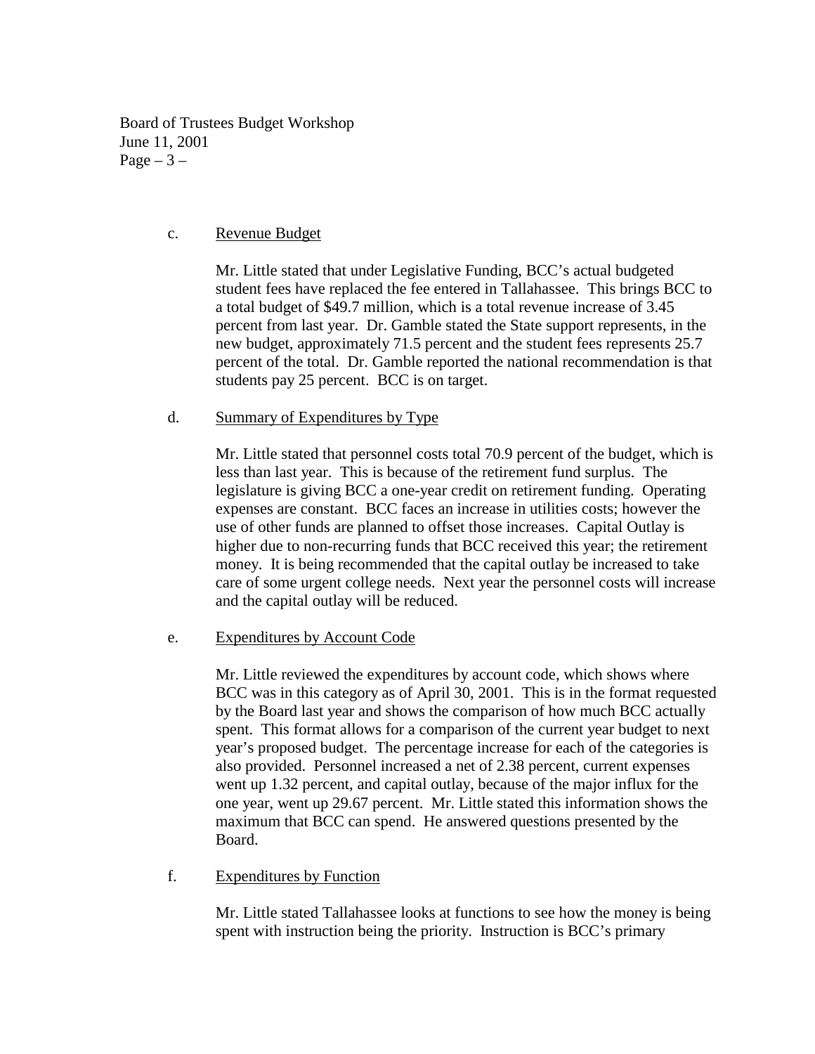c. <u>Revenue Budget</u>

Mr. Little stated that under Legislative Funding, BCC's actual budgeted student fees have replaced the fee entered in Tallahassee. This brings BCC to a total budget of $49.7 million, which is a total revenue increase of 3.45 percent from last year. Dr. Gamble stated the State support represents, in the new budget, approximately 71.5 percent and the student fees represents 25.7 percent of the total. Dr. Gamble reported the national recommendation is that students pay 25 percent. BCC is on target.

d. <u>Summary of Expenditures by Type</u>

Mr. Little stated that personnel costs total 70.9 percent of the budget, which is less than last year. This is because of the retirement fund surplus. The legislature is giving BCC a one-year credit on retirement funding. Operating expenses are constant. BCC faces an increase in utilities costs; however the use of other funds are planned to offset those increases. Capital Outlay is higher due to non-recurring funds that BCC received this year; the retirement money. It is being recommended that the capital outlay be increased to take care of some urgent college needs. Next year the personnel costs will increase and the capital outlay will be reduced.

e. <u>Expenditures by Account Code</u>

Mr. Little reviewed the expenditures by account code, which shows where BCC was in this category as of April 30, 2001. This is in the format requested by the Board last year and shows the comparison of how much BCC actually spent. This format allows for a comparison of the current year budget to next year's proposed budget. The percentage increase for each of the categories is also provided. Personnel increased a net of 2.38 percent, current expenses went up 1.32 percent, and capital outlay, because of the major influx for the one year, went up 29.67 percent. Mr. Little stated this information shows the maximum that BCC can spend. He answered questions presented by the Board.

f. <u>Expenditures by Function</u>

Mr. Little stated Tallahassee looks at functions to see how the money is being spent with instruction being the priority. Instruction is BCC's primary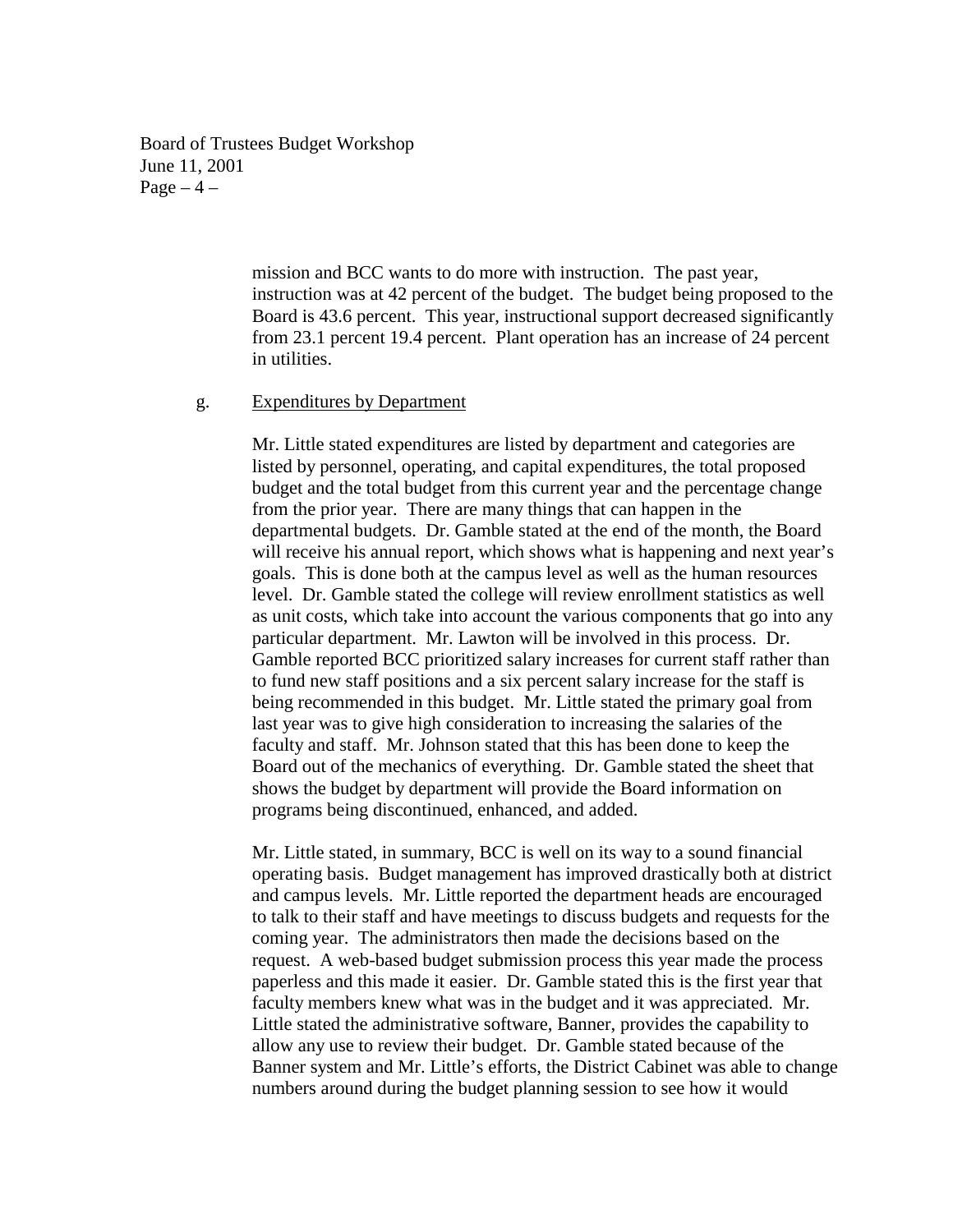mission and BCC wants to do more with instruction. The past year, instruction was at 42 percent of the budget. The budget being proposed to the Board is 43.6 percent. This year, instructional support decreased significantly from 23.1 percent 19.4 percent. Plant operation has an increase of 24 percent in utilities.

g. Expenditures by Department

Mr. Little stated expenditures are listed by department and categories are listed by personnel, operating, and capital expenditures, the total proposed budget and the total budget from this current year and the percentage change from the prior year. There are many things that can happen in the departmental budgets. Dr. Gamble stated at the end of the month, the Board will receive his annual report, which shows what is happening and next year's goals. This is done both at the campus level as well as the human resources level. Dr. Gamble stated the college will review enrollment statistics as well as unit costs, which take into account the various components that go into any particular department. Mr. Lawton will be involved in this process. Dr. Gamble reported BCC prioritized salary increases for current staff rather than to fund new staff positions and a six percent salary increase for the staff is being recommended in this budget. Mr. Little stated the primary goal from last year was to give high consideration to increasing the salaries of the faculty and staff. Mr. Johnson stated that this has been done to keep the Board out of the mechanics of everything. Dr. Gamble stated the sheet that shows the budget by department will provide the Board information on programs being discontinued, enhanced, and added.

Mr. Little stated, in summary, BCC is well on its way to a sound financial operating basis. Budget management has improved drastically both at district and campus levels. Mr. Little reported the department heads are encouraged to talk to their staff and have meetings to discuss budgets and requests for the coming year. The administrators then made the decisions based on the request. A web-based budget submission process this year made the process paperless and this made it easier. Dr. Gamble stated this is the first year that faculty members knew what was in the budget and it was appreciated. Mr. Little stated the administrative software, Banner, provides the capability to allow any use to review their budget. Dr. Gamble stated because of the Banner system and Mr. Little's efforts, the District Cabinet was able to change numbers around during the budget planning session to see how it would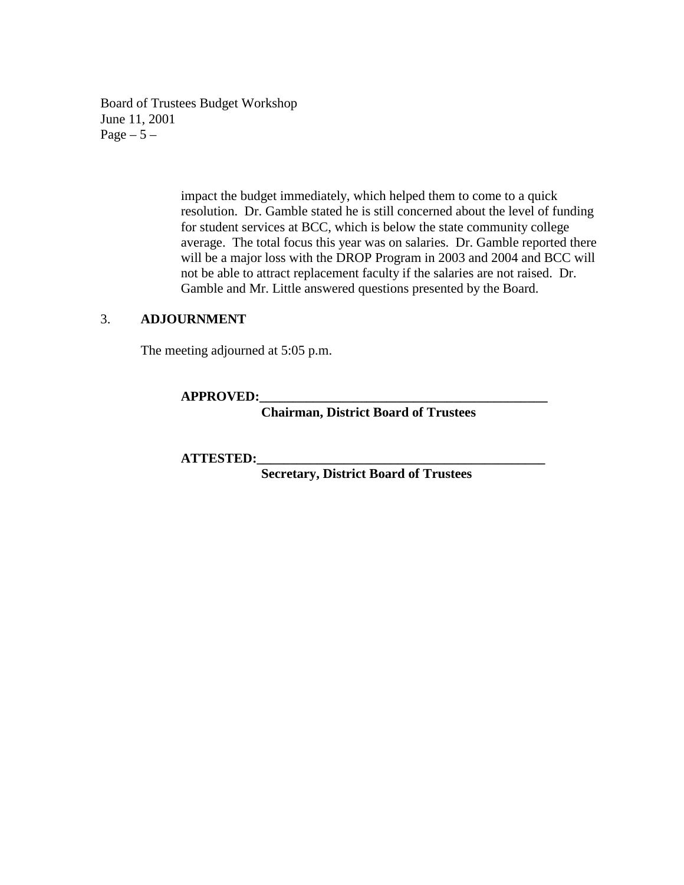impact the budget immediately, which helped them to come to a quick resolution. Dr. Gamble stated he is still concerned about the level of funding for student services at BCC, which is below the state community college average. The total focus this year was on salaries. Dr. Gamble reported there will be a major loss with the DROP Program in 2003 and 2004 and BCC will not be able to attract replacement faculty if the salaries are not raised. Dr. Gamble and Mr. Little answered questions presented by the Board.

3. **ADJOURNMENT**

The meeting adjourned at 5:05 p.m.

**APPROVED:\_\_\_\_\_\_\_\_\_\_\_\_\_\_\_\_\_\_\_\_\_\_\_\_\_\_\_\_\_\_\_\_\_\_\_\_\_\_\_\_\_\_\_\_**
**Chairman, District Board of Trustees**

**ATTESTED:\_\_\_\_\_\_\_\_\_\_\_\_\_\_\_\_\_\_\_\_\_\_\_\_\_\_\_\_\_\_\_\_\_\_\_\_\_\_\_\_\_\_\_\_**
**Secretary, District Board of Trustees**